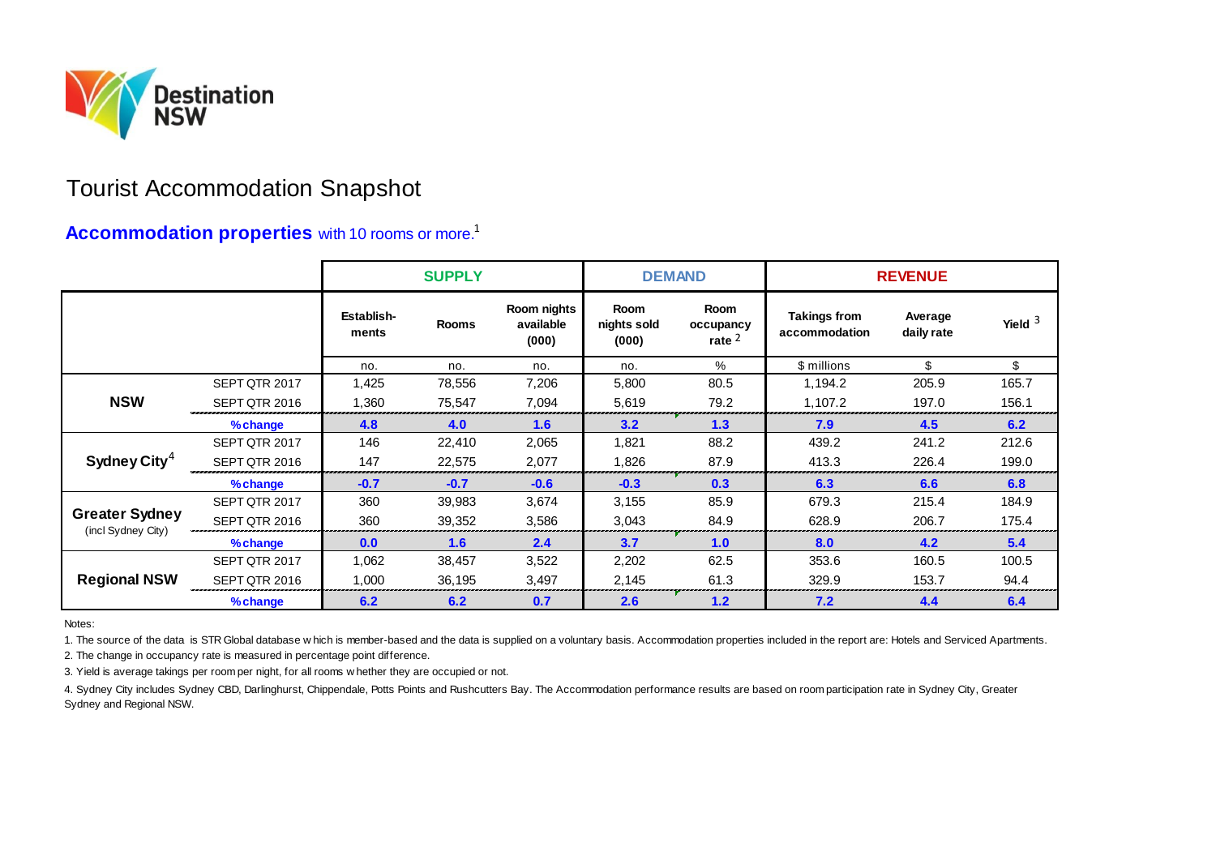Destination NSW

# Tourist Accommodation Snapshot

## Accommodation properties with 10 rooms or more.[1]

| | | SUPPLY | | | DEMAND | | REVENUE | | |
|---|---|---|---|---|---|---|---|---|---|
| | | Establish-ments | Rooms | Room nights available (000) | Room nights sold (000) | Room occupancy rate [2] | Takings from accommodation | Average daily rate | Yield [3] |
| | | no. | no. | no. | no. | % | $ millions | $ | $ |
| **NSW** | SEPT QTR 2017 | 1,425 | 78,556 | 7,206 | 5,800 | 80.5 | 1,194.2 | 205.9 | 165.7 |
| | SEPT QTR 2016 | 1,360 | 75,547 | 7,094 | 5,619 | 79.2 | 1,107.2 | 197.0 | 156.1 |
| | **%change** | **4.8** | **4.0** | **1.6** | **3.2** | **1.3** | **7.9** | **4.5** | **6.2** |
| **Sydney City**[4] | SEPT QTR 2017 | 146 | 22,410 | 2,065 | 1,821 | 88.2 | 439.2 | 241.2 | 212.6 |
| | SEPT QTR 2016 | 147 | 22,575 | 2,077 | 1,826 | 87.9 | 413.3 | 226.4 | 199.0 |
| | **%change** | **-0.7** | **-0.7** | **-0.6** | **-0.3** | **0.3** | **6.3** | **6.6** | **6.8** |
| **Greater Sydney** (incl Sydney City) | SEPT QTR 2017 | 360 | 39,983 | 3,674 | 3,155 | 85.9 | 679.3 | 215.4 | 184.9 |
| | SEPT QTR 2016 | 360 | 39,352 | 3,586 | 3,043 | 84.9 | 628.9 | 206.7 | 175.4 |
| | **%change** | **0.0** | **1.6** | **2.4** | **3.7** | **1.0** | **8.0** | **4.2** | **5.4** |
| **Regional NSW** | SEPT QTR 2017 | 1,062 | 38,457 | 3,522 | 2,202 | 62.5 | 353.6 | 160.5 | 100.5 |
| | SEPT QTR 2016 | 1,000 | 36,195 | 3,497 | 2,145 | 61.3 | 329.9 | 153.7 | 94.4 |
| | **%change** | **6.2** | **6.2** | **0.7** | **2.6** | **1.2** | **7.2** | **4.4** | **6.4** |

Notes:

1. The source of the data is STR Global database which is member-based and the data is supplied on a voluntary basis. Accommodation properties included in the report are: Hotels and Serviced Apartments.

2. The change in occupancy rate is measured in percentage point difference.

3. Yield is average takings per room per night, for all rooms whether they are occupied or not.

4. Sydney City includes Sydney CBD, Darlinghurst, Chippendale, Potts Points and Rushcutters Bay. The Accommodation performance results are based on room participation rate in Sydney City, Greater Sydney and Regional NSW.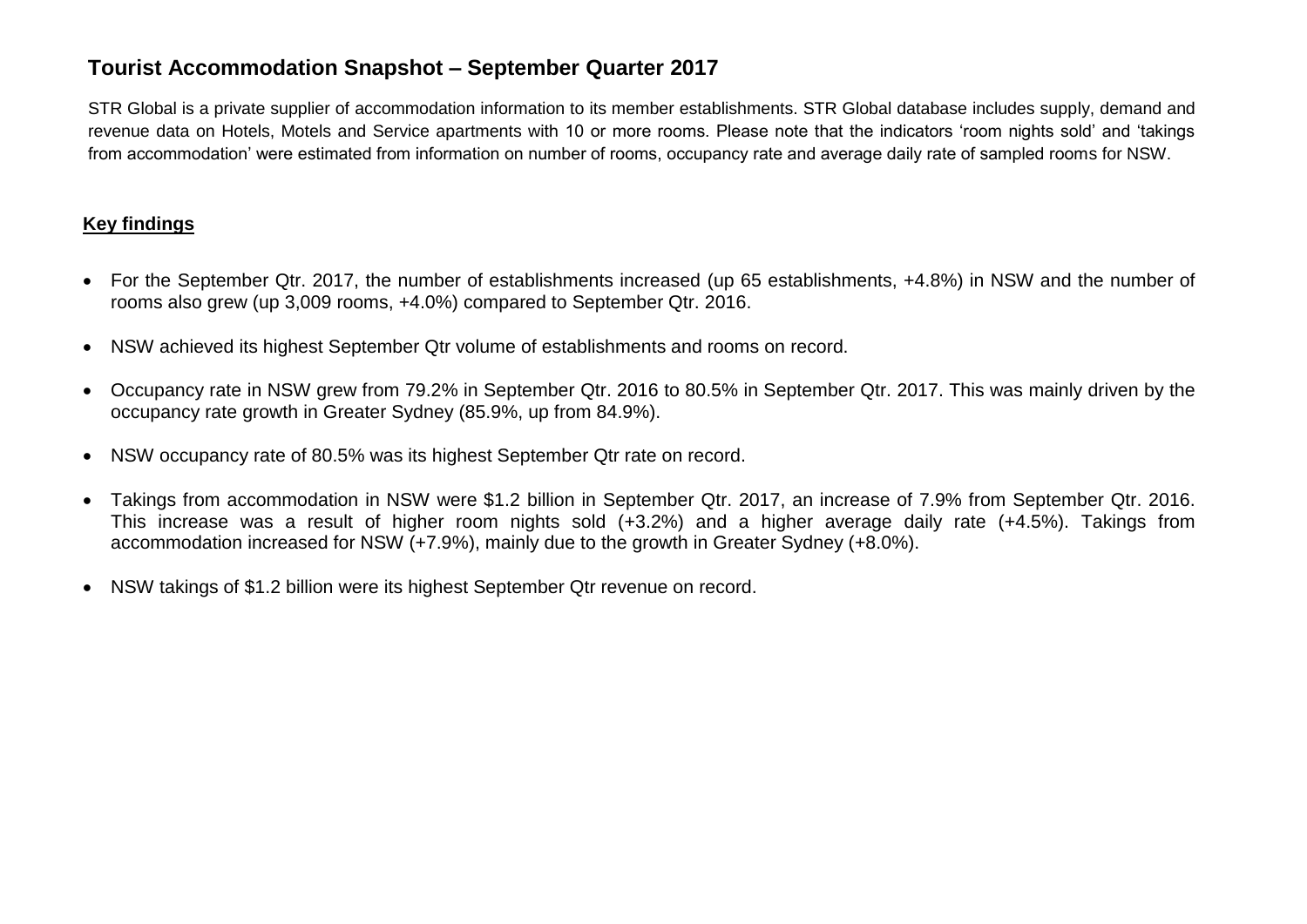# Tourist Accommodation Snapshot – September Quarter 2017

STR Global is a private supplier of accommodation information to its member establishments. STR Global database includes supply, demand and revenue data on Hotels, Motels and Service apartments with 10 or more rooms. Please note that the indicators 'room nights sold' and 'takings from accommodation' were estimated from information on number of rooms, occupancy rate and average daily rate of sampled rooms for NSW.

## Key findings

- For the September Qtr. 2017, the number of establishments increased (up 65 establishments, +4.8%) in NSW and the number of rooms also grew (up 3,009 rooms, +4.0%) compared to September Qtr. 2016.
- NSW achieved its highest September Qtr volume of establishments and rooms on record.
- Occupancy rate in NSW grew from 79.2% in September Qtr. 2016 to 80.5% in September Qtr. 2017. This was mainly driven by the occupancy rate growth in Greater Sydney (85.9%, up from 84.9%).
- NSW occupancy rate of 80.5% was its highest September Qtr rate on record.
- Takings from accommodation in NSW were $1.2 billion in September Qtr. 2017, an increase of 7.9% from September Qtr. 2016. This increase was a result of higher room nights sold (+3.2%) and a higher average daily rate (+4.5%). Takings from accommodation increased for NSW (+7.9%), mainly due to the growth in Greater Sydney (+8.0%).
- NSW takings of $1.2 billion were its highest September Qtr revenue on record.